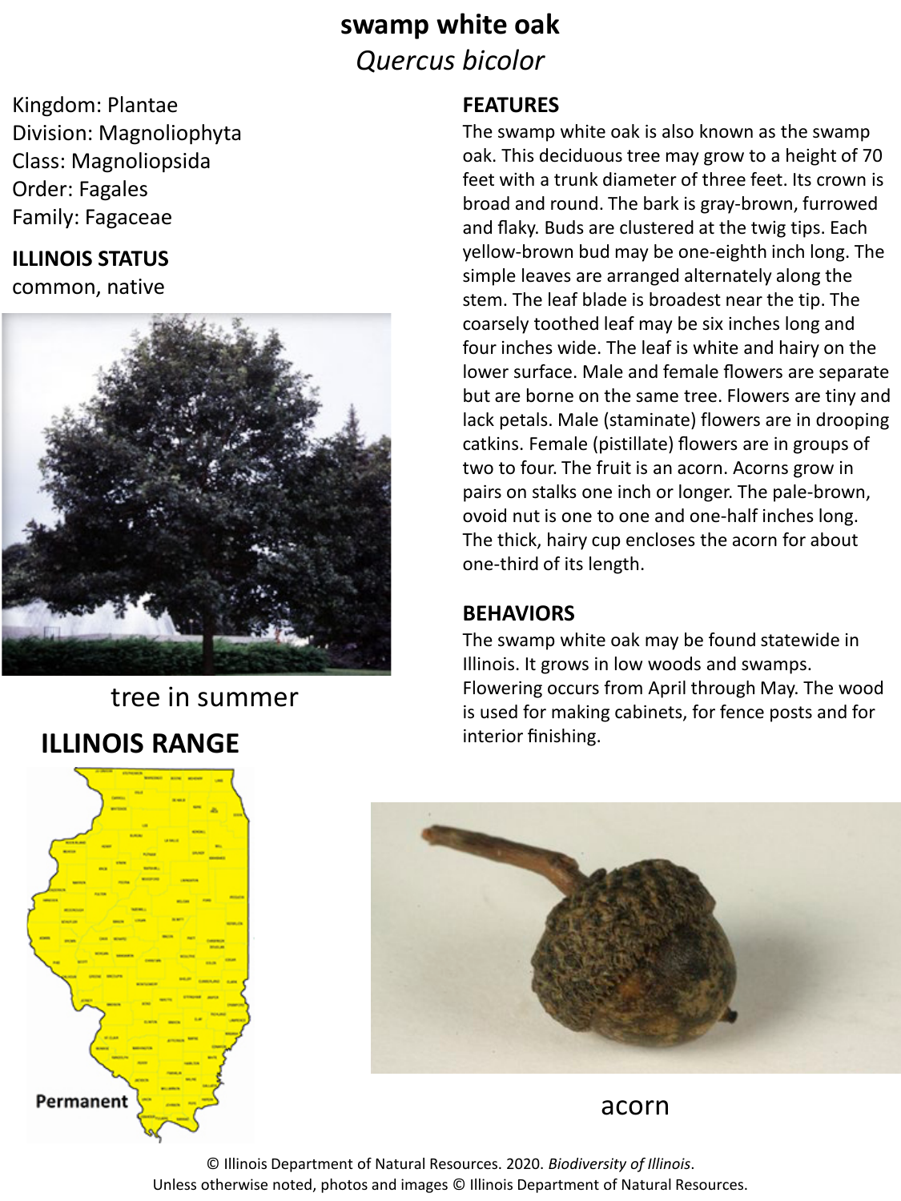# swamp white oak

*Quercus bicolor*

Kingdom: Plantae
Division: Magnoliophyta
Class: Magnoliopsida
Order: Fagales
Family: Fagaceae

**ILLINOIS STATUS**

common, native

tree in summer

## ILLINOIS RANGE

Permanent

## FEATURES

The swamp white oak is also known as the swamp oak. This deciduous tree may grow to a height of 70 feet with a trunk diameter of three feet. Its crown is broad and round. The bark is gray-brown, furrowed and flaky. Buds are clustered at the twig tips. Each yellow-brown bud may be one-eighth inch long. The simple leaves are arranged alternately along the stem. The leaf blade is broadest near the tip. The coarsely toothed leaf may be six inches long and four inches wide. The leaf is white and hairy on the lower surface. Male and female flowers are separate but are borne on the same tree. Flowers are tiny and lack petals. Male (staminate) flowers are in drooping catkins. Female (pistillate) flowers are in groups of two to four. The fruit is an acorn. Acorns grow in pairs on stalks one inch or longer. The pale-brown, ovoid nut is one to one and one-half inches long. The thick, hairy cup encloses the acorn for about one-third of its length.

## BEHAVIORS

The swamp white oak may be found statewide in Illinois. It grows in low woods and swamps. Flowering occurs from April through May. The wood is used for making cabinets, for fence posts and for interior finishing.

acorn

© Illinois Department of Natural Resources. 2020. *Biodiversity of Illinois*.
Unless otherwise noted, photos and images © Illinois Department of Natural Resources.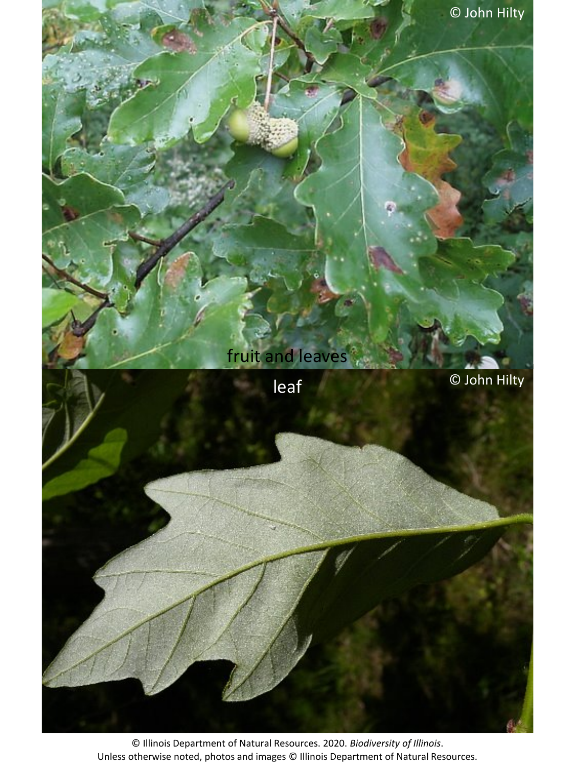© John Hilty

fruit and leaves

leaf

© John Hilty

© Illinois Department of Natural Resources. 2020. *Biodiversity of Illinois*.
Unless otherwise noted, photos and images © Illinois Department of Natural Resources.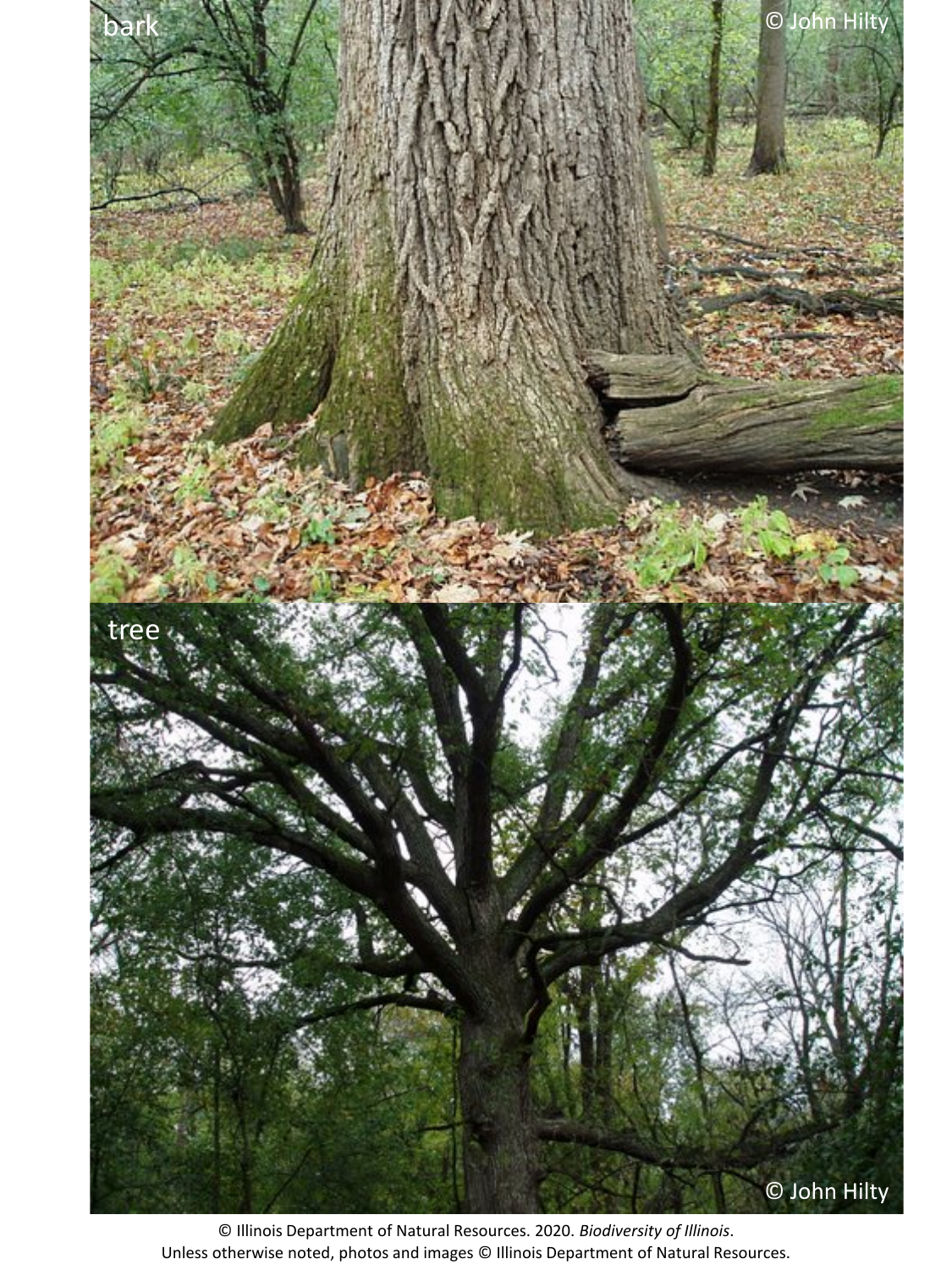bark

© John Hilty

tree

© John Hilty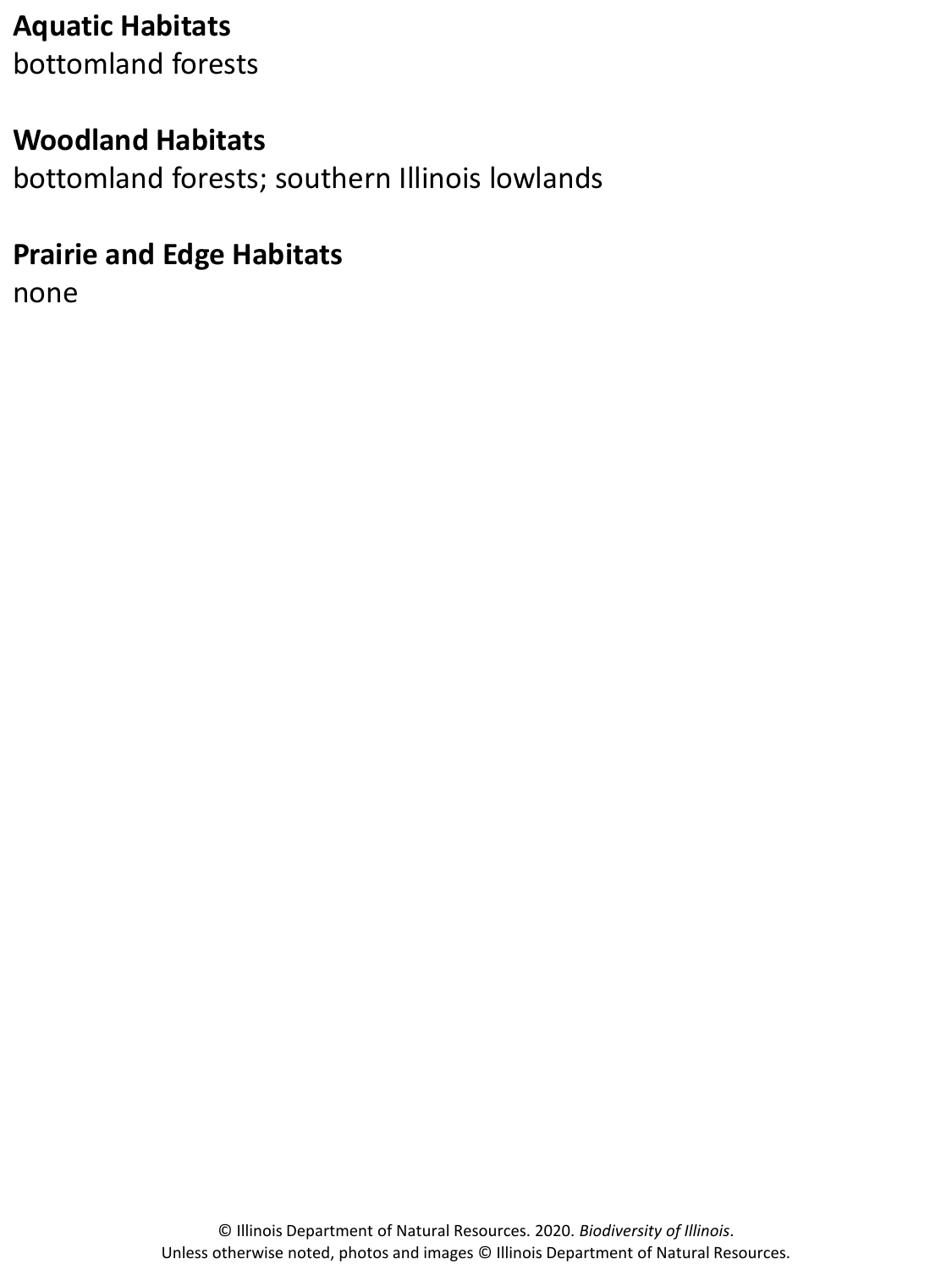**Aquatic Habitats**
bottomland forests

**Woodland Habitats**
bottomland forests; southern Illinois lowlands

**Prairie and Edge Habitats**
none

© Illinois Department of Natural Resources. 2020. *Biodiversity of Illinois*.
Unless otherwise noted, photos and images © Illinois Department of Natural Resources.